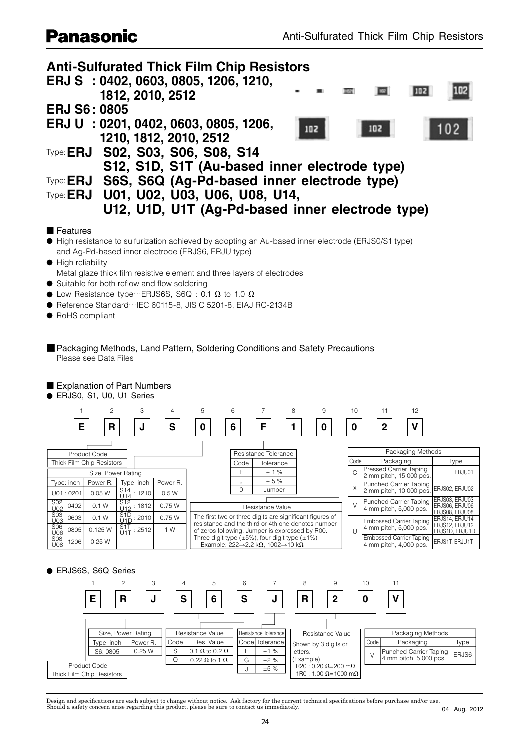# Anti-Sulfurated Thick Film Chip Resistors

**ERJ S : 0402, 0603, 0805, 1206, 1210, 1812, 2010, 2512**

**ERJ S6 : 0805**

**ERJ U : 0201, 0402, 0603, 0805, 1206, 1210, 1812, 2010, 2512**

Type: **ERJ S02, S03, S06, S08, S14**
**S12, S1D, S1T (Au-based inner electrode type)**

Type: **ERJ S6S, S6Q (Ag-Pd-based inner electrode type)**

Type: **ERJ U01, U02, U03, U06, U08, U14,**
**U12, U1D, U1T (Ag-Pd-based inner electrode type)**

## ■ Features

- High resistance to sulfurization achieved by adopting an Au-based inner electrode (ERJS0/S1 type) and Ag-Pd-based inner electrode (ERJS6, ERJU type)
- High reliability
  Metal glaze thick film resistive element and three layers of electrodes
- Suitable for both reflow and flow soldering
- Low Resistance type···ERJS6S, S6Q : 0.1 Ω to 1.0 Ω
- Reference Standard···IEC 60115-8, JIS C 5201-8, EIAJ RC-2134B
- RoHS compliant

## ■ Packaging Methods, Land Pattern, Soldering Conditions and Safety Precautions

Please see Data Files

## ■ Explanation of Part Numbers

● ERJS0, S1, U0, U1 Series

| 1 | 2 | 3 | 4 | 5 | 6 | 7 | 8 | 9 | 10 | 11 | 12 |
|---|---|---|---|---|---|---|---|---|---|---|---|
| E | R | J | S | 0 | 6 | F | 1 | 0 | 0 | 2 | V |

**Product Code**

| Product Code |
|---|
| Thick Film Chip Resistors |

**Size, Power Rating**

| Type: inch | Power R. | Type: inch | Power R. |
|---|---|---|---|
| U01 : 0201 | 0.05 W | S14 U14 : 1210 | 0.5 W |
| S02 U02 : 0402 | 0.1 W | S12 U12 : 1812 | 0.75 W |
| S03 U03 : 0603 | 0.1 W | S1D U1D : 2010 | 0.75 W |
| S06 U06 : 0805 | 0.125 W | S1T U1T : 2512 | 1 W |
| S08 U08 : 1206 | 0.25 W | | |

**Resistance Tolerance**

| Code | Tolerance |
|---|---|
| F | ± 1 % |
| J | ± 5 % |
| 0 | Jumper |

**Resistance Value**

The first two or three digits are significant figures of resistance and the third or 4th one denotes number of zeros following. Jumper is expressed by R00.
Three digit type (±5%), four digit type (±1%)
Example: 222→2.2 kΩ, 1002→10 kΩ

**Packaging Methods**

| Code | Packaging | Type |
|---|---|---|
| C | Pressed Carrier Taping 2 mm pitch, 15,000 pcs. | ERJU01 |
| X | Punched Carrier Taping 2 mm pitch, 10,000 pcs. | ERJS02, ERJU02 |
| V | Punched Carrier Taping 4 mm pitch, 5,000 pcs. | ERJS03, ERJU03 ERJS06, ERJU06 ERJS08, ERJU08 |
| U | Embossed Carrier Taping 4 mm pitch, 5,000 pcs. | ERJS14, ERJU14 ERJS12, ERJU12 ERJS1D, ERJU1D |
| | Embossed Carrier Taping 4 mm pitch, 4,000 pcs. | ERJS1T, ERJU1T |

● ERJS6S, S6Q Series

| 1 | 2 | 3 | 4 | 5 | 6 | 7 | 8 | 9 | 10 | 11 |
|---|---|---|---|---|---|---|---|---|---|---|
| E | R | J | S | 6 | S | J | R | 2 | 0 | V |

| Product Code |
|---|
| Thick Film Chip Resistors |

**Size, Power Rating**

| Type: inch | Power R. |
|---|---|
| S6: 0805 | 0.25 W |

**Resistance Value**

| Code | Res. Value |
|---|---|
| S | 0.1 Ω to 0.2 Ω |
| Q | 0.22 Ω to 1 Ω |

**Resistance Tolerance**

| Code | Tolerance |
|---|---|
| F | ±1 % |
| G | ±2 % |
| J | ±5 % |

**Resistance Value**

Shown by 3 digits or letters.
(Example)
R20 : 0.20 Ω=200 mΩ
1R0 : 1.00 Ω=1000 mΩ

**Packaging Methods**

| Code | Packaging | Type |
|---|---|---|
| V | Punched Carrier Taping 4 mm pitch, 5,000 pcs. | ERJS6 |

Design and specifications are each subject to change without notice. Ask factory for the current technical specifications before purchase and/or use.
Should a safety concern arise regarding this product, please be sure to contact us immediately.

04 Aug. 2012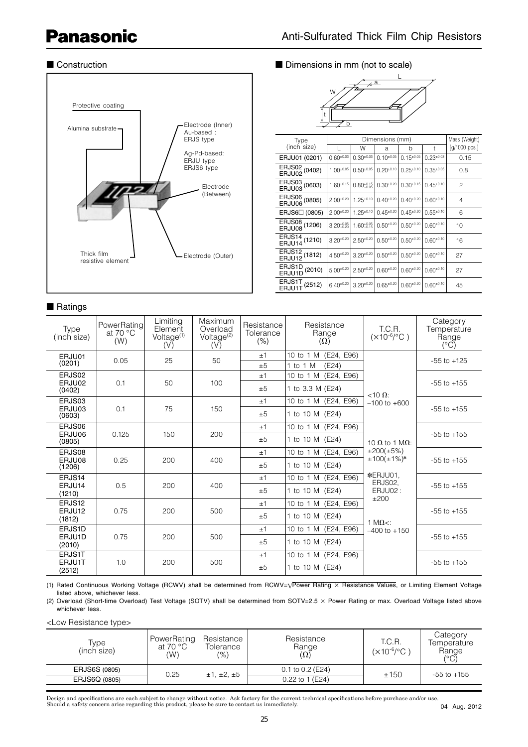# Anti-Sulfurated Thick Film Chip Resistors

## ■ Construction

Protective coating

Alumina substrate

Electrode (Inner)
Au-based : ERJS type
Ag-Pd-based: ERJU type, ERJS6 type

Electrode (Between)

Thick film resistive element

Electrode (Outer)

## ■ Dimensions in mm (not to scale)

| Type (inch size) | L | W | a | b | t | Mass (Weight) [g/1000 pcs.] |
|---|---|---|---|---|---|---|
| ERJU01 (0201) | $0.60^{\pm0.03}$ | $0.30^{\pm0.03}$ | $0.10^{\pm0.05}$ | $0.15^{\pm0.05}$ | $0.23^{\pm0.03}$ | 0.15 |
| ERJS02 ERJU02 (0402) | $1.00^{\pm0.05}$ | $0.50^{\pm0.05}$ | $0.20^{\pm0.10}$ | $0.25^{\pm0.10}$ | $0.35^{\pm0.05}$ | 0.8 |
| ERJS03 ERJU03 (0603) | $1.60^{\pm0.15}$ | $0.80^{+0.15}_{-0.05}$ | $0.30^{\pm0.20}$ | $0.30^{\pm0.15}$ | $0.45^{\pm0.10}$ | 2 |
| ERJS06 ERJU06 (0805) | $2.00^{\pm0.20}$ | $1.25^{\pm0.10}$ | $0.40^{\pm0.20}$ | $0.40^{\pm0.20}$ | $0.60^{\pm0.10}$ | 4 |
| ERJS6□ (0805) | $2.00^{\pm0.20}$ | $1.25^{\pm0.10}$ | $0.45^{\pm0.20}$ | $0.45^{\pm0.20}$ | $0.55^{\pm0.10}$ | 6 |
| ERJS08 ERJU08 (1206) | $3.20^{+0.05}_{-0.20}$ | $1.60^{+0.05}_{-0.15}$ | $0.50^{\pm0.20}$ | $0.50^{\pm0.20}$ | $0.60^{\pm0.10}$ | 10 |
| ERJS14 ERJU14 (1210) | $3.20^{\pm0.20}$ | $2.50^{\pm0.20}$ | $0.50^{\pm0.20}$ | $0.50^{\pm0.20}$ | $0.60^{\pm0.10}$ | 16 |
| ERJS12 ERJU12 (1812) | $4.50^{\pm0.20}$ | $3.20^{\pm0.20}$ | $0.50^{\pm0.20}$ | $0.50^{\pm0.20}$ | $0.60^{\pm0.10}$ | 27 |
| ERJS1D ERJU1D (2010) | $5.00^{\pm0.20}$ | $2.50^{\pm0.20}$ | $0.60^{\pm0.20}$ | $0.60^{\pm0.20}$ | $0.60^{\pm0.10}$ | 27 |
| ERJS1T ERJU1T (2512) | $6.40^{\pm0.20}$ | $3.20^{\pm0.20}$ | $0.65^{\pm0.20}$ | $0.60^{\pm0.20}$ | $0.60^{\pm0.10}$ | 45 |

## ■ Ratings

| Type (inch size) | PowerRating at 70 °C (W) | Limiting Element Voltage[(1)] (V) | Maximum Overload Voltage[(2)] (V) | Resistance Tolerance (%) | Resistance Range (Ω) | T.C.R. ($\times10^{-6}$/°C ) | Category Temperature Range (°C) |
|---|---|---|---|---|---|---|---|
| ERJU01 (0201) | 0.05 | 25 | 50 | ±1 | 10 to 1 M (E24, E96) | <10 Ω: –100 to +600<br>10 Ω to 1 MΩ: ±200(±5%) ±100(±1%)*<br>*ERJU01, ERJS02, ERJU02 : ±200<br>1 MΩ<: –400 to +150 | -55 to +125 |
| | | | | ±5 | 1 to 1 M (E24) | | |
| ERJS02 ERJU02 (0402) | 0.1 | 50 | 100 | ±1 | 10 to 1 M (E24, E96) | | -55 to +155 |
| | | | | ±5 | 1 to 3.3 M (E24) | | |
| ERJS03 ERJU03 (0603) | 0.1 | 75 | 150 | ±1 | 10 to 1 M (E24, E96) | | -55 to +155 |
| | | | | ±5 | 1 to 10 M (E24) | | |
| ERJS06 ERJU06 (0805) | 0.125 | 150 | 200 | ±1 | 10 to 1 M (E24, E96) | | -55 to +155 |
| | | | | ±5 | 1 to 10 M (E24) | | |
| ERJS08 ERJU08 (1206) | 0.25 | 200 | 400 | ±1 | 10 to 1 M (E24, E96) | | -55 to +155 |
| | | | | ±5 | 1 to 10 M (E24) | | |
| ERJS14 ERJU14 (1210) | 0.5 | 200 | 400 | ±1 | 10 to 1 M (E24, E96) | | -55 to +155 |
| | | | | ±5 | 1 to 10 M (E24) | | |
| ERJS12 ERJU12 (1812) | 0.75 | 200 | 500 | ±1 | 10 to 1 M (E24, E96) | | -55 to +155 |
| | | | | ±5 | 1 to 10 M (E24) | | |
| ERJS1D ERJU1D (2010) | 0.75 | 200 | 500 | ±1 | 10 to 1 M (E24, E96) | | -55 to +155 |
| | | | | ±5 | 1 to 10 M (E24) | | |
| ERJS1T ERJU1T (2512) | 1.0 | 200 | 500 | ±1 | 10 to 1 M (E24, E96) | | -55 to +155 |
| | | | | ±5 | 1 to 10 M (E24) | | |

(1) Rated Continuous Working Voltage (RCWV) shall be determined from RCWV=$\sqrt{\text{Power Rating} \times \text{Resistance Values}}$, or Limiting Element Voltage listed above, whichever less.

(2) Overload (Short-time Overload) Test Voltage (SOTV) shall be determined from SOTV=2.5 × Power Rating or max. Overload Voltage listed above whichever less.

<Low Resistance type>

| Type (inch size) | PowerRating at 70 °C (W) | Resistance Tolerance (%) | Resistance Range (Ω) | T.C.R. ($\times10^{-6}$/°C ) | Category Temperature Range (°C) |
|---|---|---|---|---|---|
| ERJS6S (0805) | 0.25 | ±1, ±2, ±5 | 0.1 to 0.2 (E24) | ±150 | -55 to +155 |
| ERJS6Q (0805) | | | 0.22 to 1 (E24) | | |

Design and specifications are each subject to change without notice. Ask factory for the current technical specifications before purchase and/or use.
Should a safety concern arise regarding this product, please be sure to contact us immediately.

04 Aug. 2012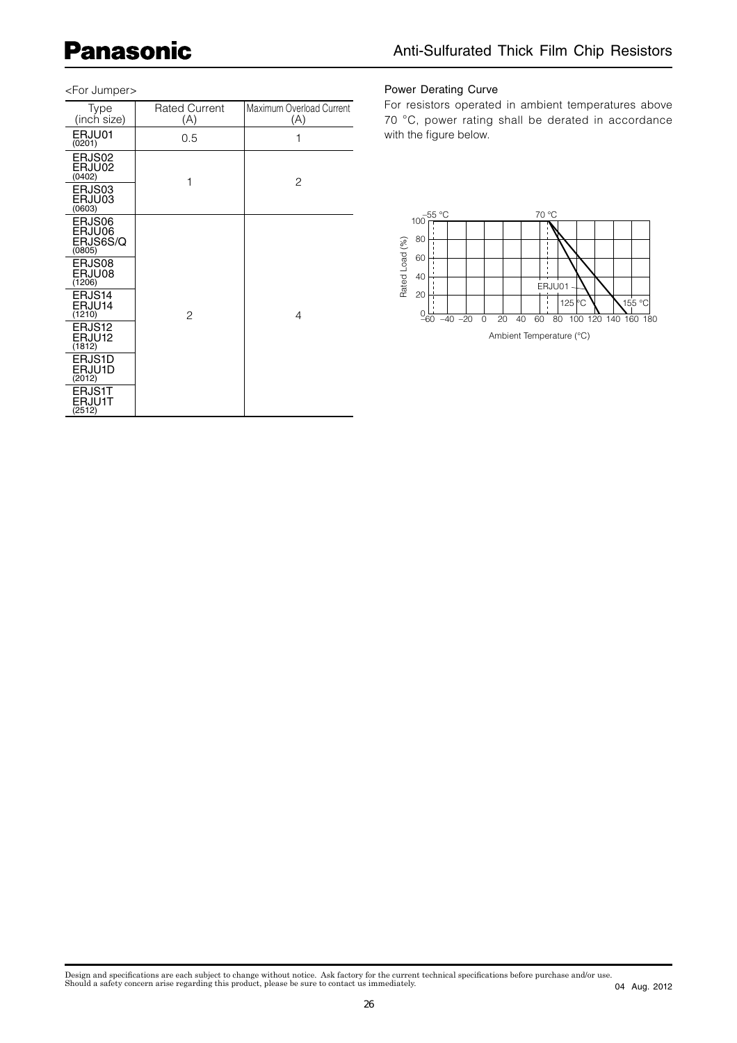<For Jumper>

| Type (inch size) | Rated Current (A) | Maximum Overload Current (A) |
|---|---|---|
| ERJU01 (0201) | 0.5 | 1 |
| ERJS02 ERJU02 (0402) | 1 | 2 |
| ERJS03 ERJU03 (0603) | | |
| ERJS06 ERJU06 ERJS6S/Q (0805) | 2 | 4 |
| ERJS08 ERJU08 (1206) | | |
| ERJS14 ERJU14 (1210) | | |
| ERJS12 ERJU12 (1812) | | |
| ERJS1D ERJU1D (2012) | | |
| ERJS1T ERJU1T (2512) | | |

Power Derating Curve

For resistors operated in ambient temperatures above 70 °C, power rating shall be derated in accordance with the figure below.

–55 °C
70 °C
Rated Load (%)
100
80
60
40
20
0
ERJU01
125 °C
155 °C
–60 –40 –20 0 20 40 60 80 100 120 140 160 180
Ambient Temperature (°C)

Design and specifications are each subject to change without notice. Ask factory for the current technical specifications before purchase and/or use.
Should a safety concern arise regarding this product, please be sure to contact us immediately.

04 Aug. 2012